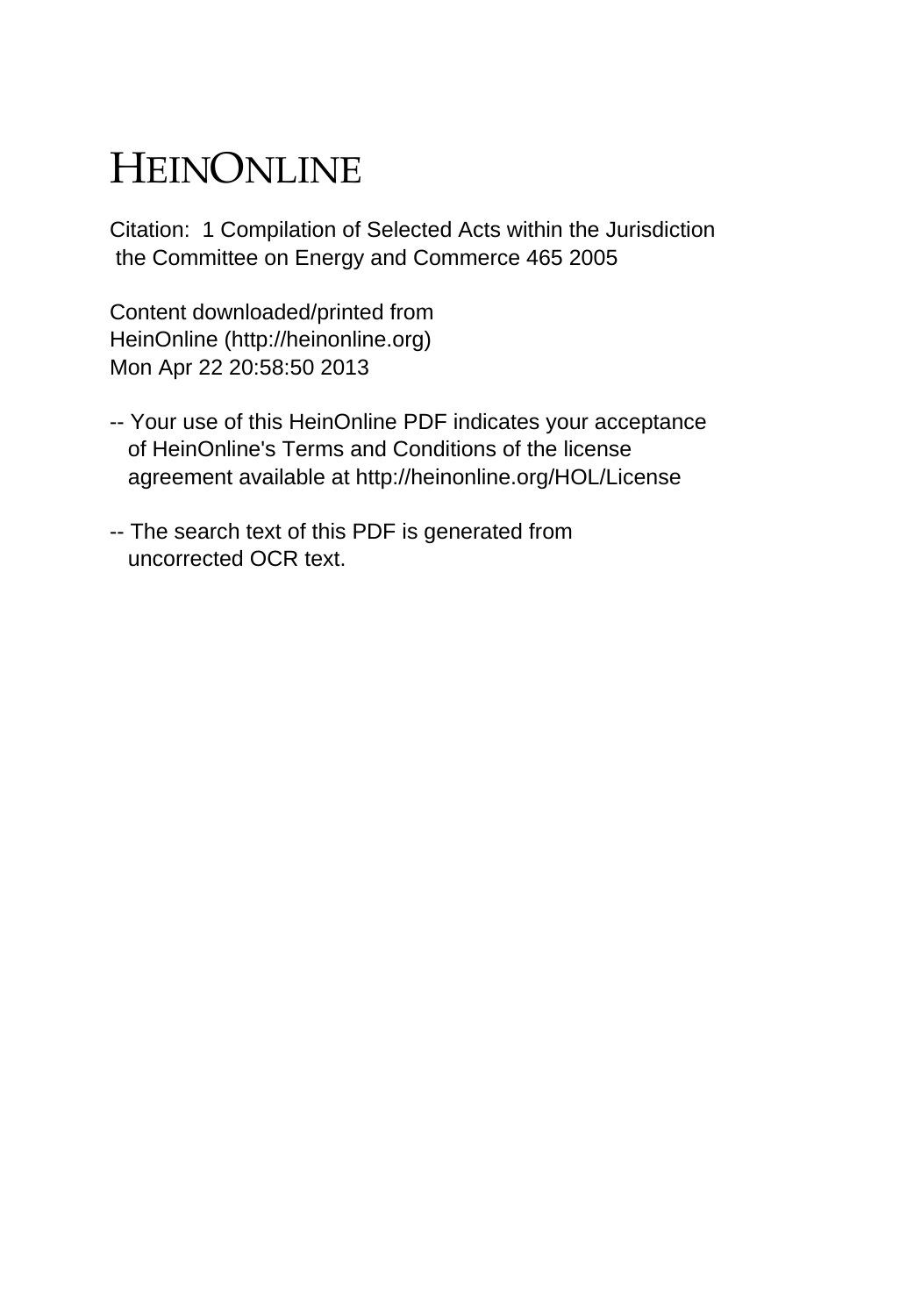# HEINONLINE

Citation: 1 Compilation of Selected Acts within the Jurisdiction the Committee on Energy and Commerce 465 2005

Content downloaded/printed from
HeinOnline (http://heinonline.org)
Mon Apr 22 20:58:50 2013

-- Your use of this HeinOnline PDF indicates your acceptance of HeinOnline's Terms and Conditions of the license agreement available at http://heinonline.org/HOL/License

-- The search text of this PDF is generated from uncorrected OCR text.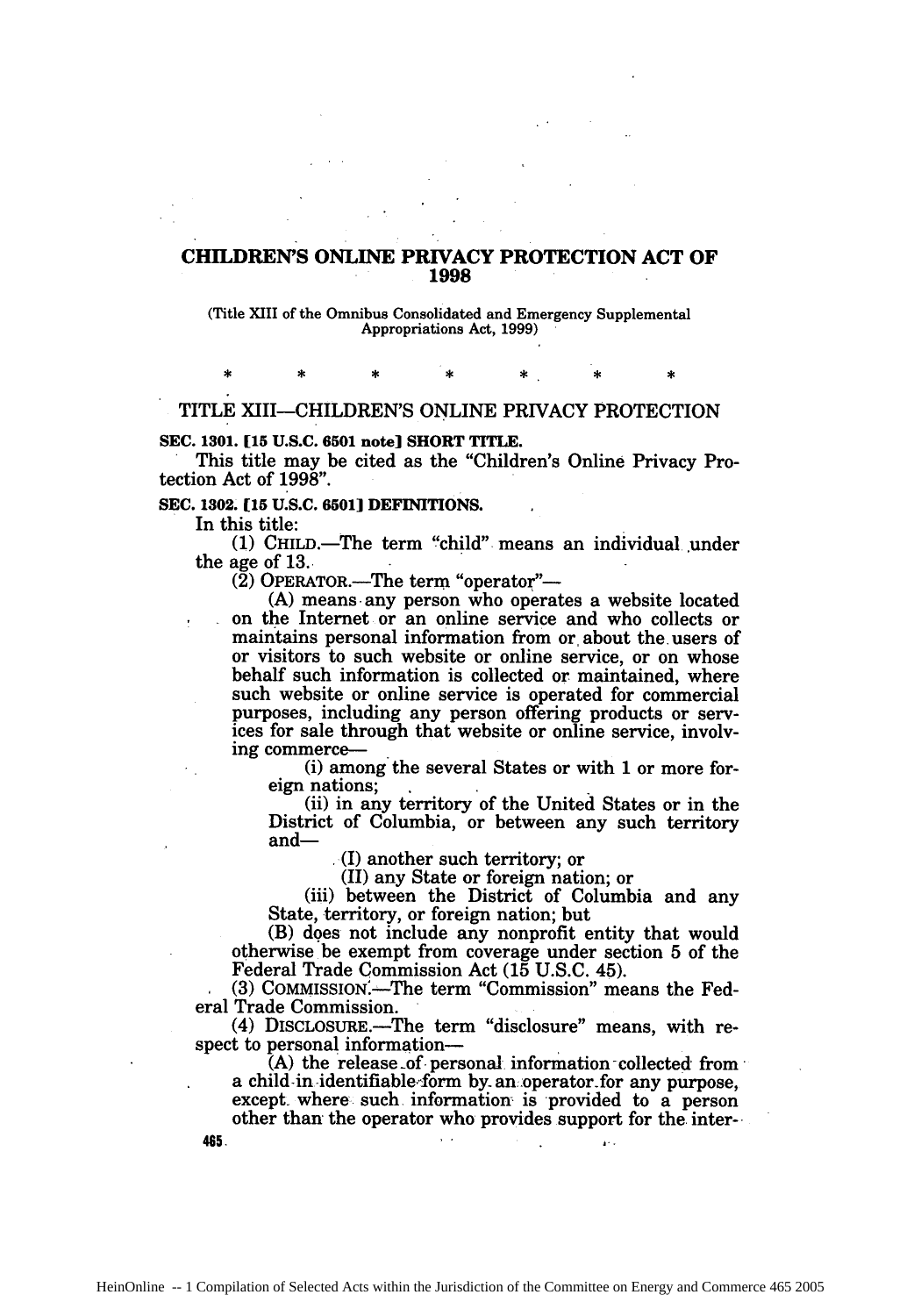# CHILDREN'S ONLINE PRIVACY PROTECTION ACT OF 1998

(Title XIII of the Omnibus Consolidated and Emergency Supplemental Appropriations Act, 1999)

\* \* \* \* \* \* \*

## TITLE XIII—CHILDREN'S ONLINE PRIVACY PROTECTION

**SEC. 1301. [15 U.S.C. 6501 note] SHORT TITLE.**

This title may be cited as the "Children's Online Privacy Protection Act of 1998".

**SEC. 1302. [15 U.S.C. 6501] DEFINITIONS.**

In this title:

(1) CHILD.—The term "child" means an individual under the age of 13.

(2) OPERATOR.—The term "operator"—

(A) means any person who operates a website located on the Internet or an online service and who collects or maintains personal information from or about the users of or visitors to such website or online service, or on whose behalf such information is collected or maintained, where such website or online service is operated for commercial purposes, including any person offering products or services for sale through that website or online service, involving commerce—

(i) among the several States or with 1 or more foreign nations;

(ii) in any territory of the United States or in the District of Columbia, or between any such territory and—

(I) another such territory; or

(II) any State or foreign nation; or

(iii) between the District of Columbia and any State, territory, or foreign nation; but

(B) does not include any nonprofit entity that would otherwise be exempt from coverage under section 5 of the Federal Trade Commission Act (15 U.S.C. 45).

(3) COMMISSION.—The term "Commission" means the Federal Trade Commission.

(4) DISCLOSURE.—The term "disclosure" means, with respect to personal information—

(A) the release of personal information collected from a child in identifiable form by an operator for any purpose, except where such information is provided to a person other than the operator who provides support for the inter-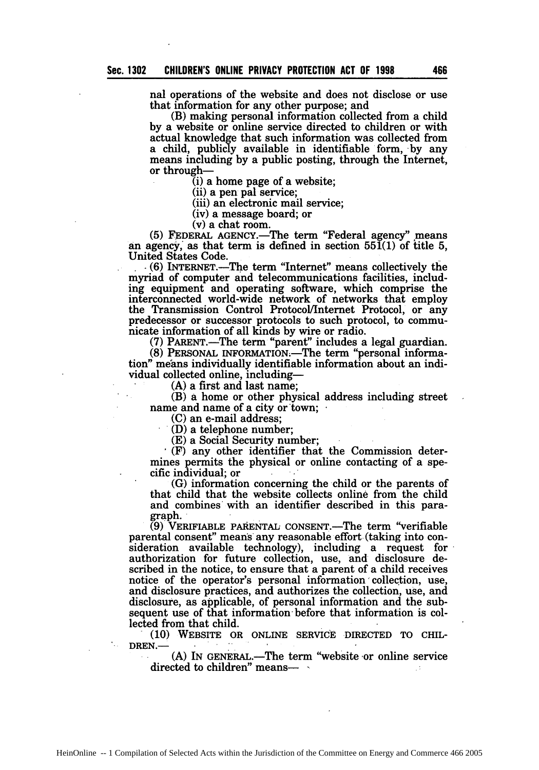nal operations of the website and does not disclose or use that information for any other purpose; and

(B) making personal information collected from a child by a website or online service directed to children or with actual knowledge that such information was collected from a child, publicly available in identifiable form, by any means including by a public posting, through the Internet, or through—

(i) a home page of a website;

(ii) a pen pal service;

(iii) an electronic mail service;

(iv) a message board; or

(v) a chat room.

(5) FEDERAL AGENCY.—The term "Federal agency" means an agency, as that term is defined in section 551(1) of title 5, United States Code.

(6) INTERNET.—The term "Internet" means collectively the myriad of computer and telecommunications facilities, including equipment and operating software, which comprise the interconnected world-wide network of networks that employ the Transmission Control Protocol/Internet Protocol, or any predecessor or successor protocols to such protocol, to communicate information of all kinds by wire or radio.

(7) PARENT.—The term "parent" includes a legal guardian.

(8) PERSONAL INFORMATION.—The term "personal information" means individually identifiable information about an individual collected online, including—

(A) a first and last name;

(B) a home or other physical address including street name and name of a city or town;

(C) an e-mail address;

(D) a telephone number;

(E) a Social Security number;

(F) any other identifier that the Commission determines permits the physical or online contacting of a specific individual; or

(G) information concerning the child or the parents of that child that the website collects online from the child and combines with an identifier described in this paragraph.

(9) VERIFIABLE PARENTAL CONSENT.—The term "verifiable parental consent" means any reasonable effort (taking into consideration available technology), including a request for authorization for future collection, use, and disclosure described in the notice, to ensure that a parent of a child receives notice of the operator's personal information collection, use, and disclosure practices, and authorizes the collection, use, and disclosure, as applicable, of personal information and the subsequent use of that information before that information is collected from that child.

(10) WEBSITE OR ONLINE SERVICE DIRECTED TO CHILDREN.—

(A) IN GENERAL.—The term "website or online service directed to children" means—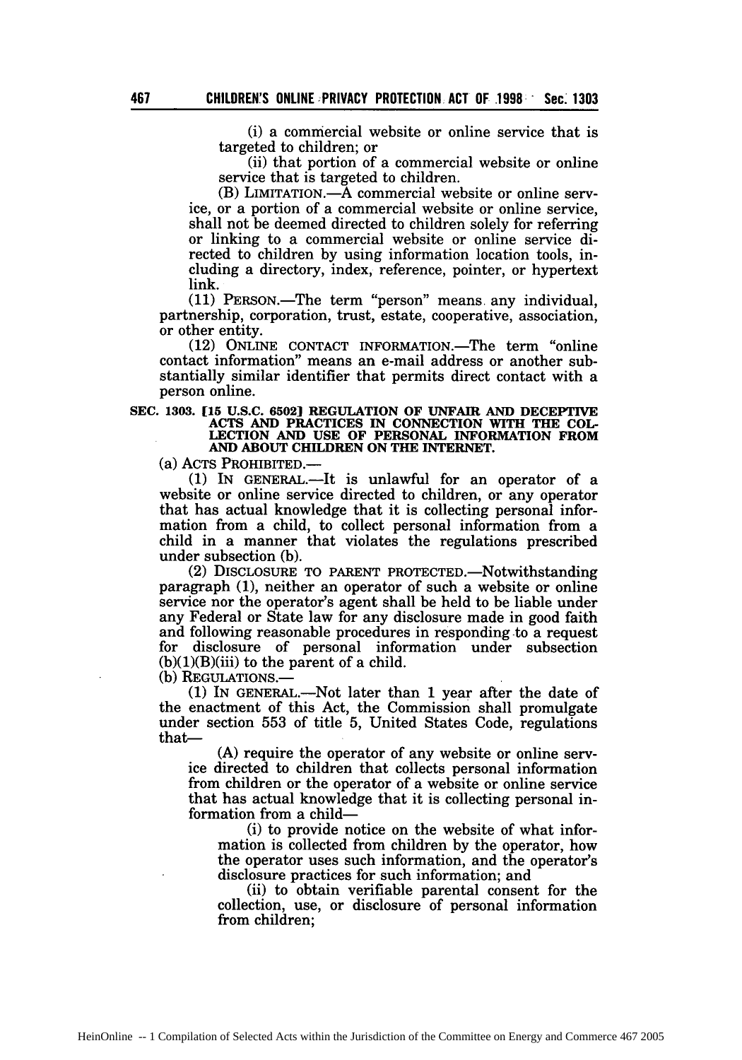(i) a commercial website or online service that is targeted to children; or

(ii) that portion of a commercial website or online service that is targeted to children.

(B) LIMITATION.—A commercial website or online service, or a portion of a commercial website or online service, shall not be deemed directed to children solely for referring or linking to a commercial website or online service directed to children by using information location tools, including a directory, index, reference, pointer, or hypertext link.

(11) PERSON.—The term "person" means any individual, partnership, corporation, trust, estate, cooperative, association, or other entity.

(12) ONLINE CONTACT INFORMATION.—The term "online contact information" means an e-mail address or another substantially similar identifier that permits direct contact with a person online.

**SEC. 1303. [15 U.S.C. 6502] REGULATION OF UNFAIR AND DECEPTIVE ACTS AND PRACTICES IN CONNECTION WITH THE COLLECTION AND USE OF PERSONAL INFORMATION FROM AND ABOUT CHILDREN ON THE INTERNET.**

(a) ACTS PROHIBITED.—

(1) IN GENERAL.—It is unlawful for an operator of a website or online service directed to children, or any operator that has actual knowledge that it is collecting personal information from a child, to collect personal information from a child in a manner that violates the regulations prescribed under subsection (b).

(2) DISCLOSURE TO PARENT PROTECTED.—Notwithstanding paragraph (1), neither an operator of such a website or online service nor the operator's agent shall be held to be liable under any Federal or State law for any disclosure made in good faith and following reasonable procedures in responding to a request for disclosure of personal information under subsection (b)(1)(B)(iii) to the parent of a child.

(b) REGULATIONS.—

(1) IN GENERAL.—Not later than 1 year after the date of the enactment of this Act, the Commission shall promulgate under section 553 of title 5, United States Code, regulations that—

(A) require the operator of any website or online service directed to children that collects personal information from children or the operator of a website or online service that has actual knowledge that it is collecting personal information from a child—

(i) to provide notice on the website of what information is collected from children by the operator, how the operator uses such information, and the operator's disclosure practices for such information; and

(ii) to obtain verifiable parental consent for the collection, use, or disclosure of personal information from children;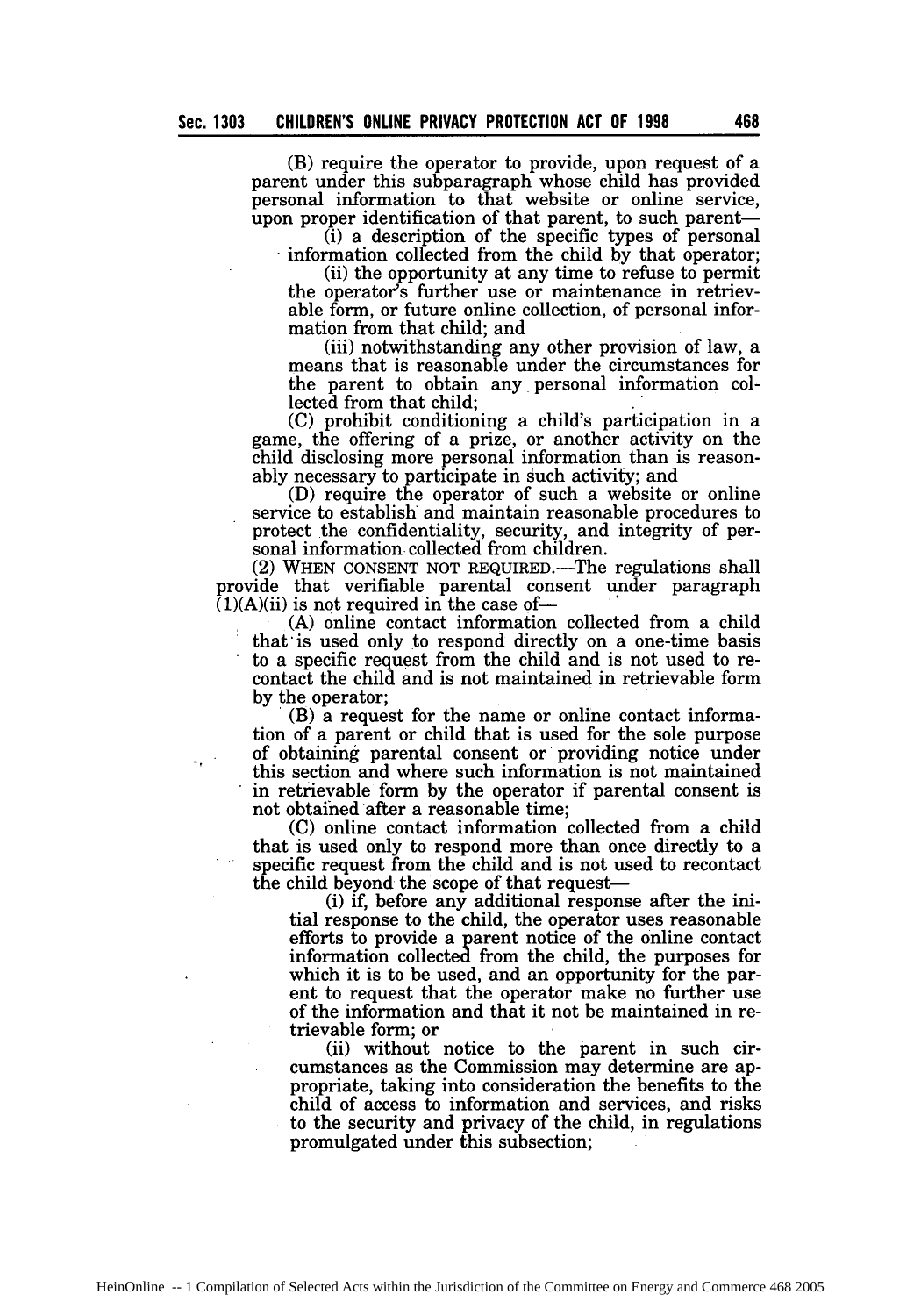(B) require the operator to provide, upon request of a parent under this subparagraph whose child has provided personal information to that website or online service, upon proper identification of that parent, to such parent—

(i) a description of the specific types of personal information collected from the child by that operator;

(ii) the opportunity at any time to refuse to permit the operator's further use or maintenance in retrievable form, or future online collection, of personal information from that child; and

(iii) notwithstanding any other provision of law, a means that is reasonable under the circumstances for the parent to obtain any personal information collected from that child;

(C) prohibit conditioning a child's participation in a game, the offering of a prize, or another activity on the child disclosing more personal information than is reasonably necessary to participate in such activity; and

(D) require the operator of such a website or online service to establish and maintain reasonable procedures to protect the confidentiality, security, and integrity of personal information collected from children.

(2) WHEN CONSENT NOT REQUIRED.—The regulations shall provide that verifiable parental consent under paragraph (1)(A)(ii) is not required in the case of—

(A) online contact information collected from a child that is used only to respond directly on a one-time basis to a specific request from the child and is not used to recontact the child and is not maintained in retrievable form by the operator;

(B) a request for the name or online contact information of a parent or child that is used for the sole purpose of obtaining parental consent or providing notice under this section and where such information is not maintained in retrievable form by the operator if parental consent is not obtained after a reasonable time;

(C) online contact information collected from a child that is used only to respond more than once directly to a specific request from the child and is not used to recontact the child beyond the scope of that request—

(i) if, before any additional response after the initial response to the child, the operator uses reasonable efforts to provide a parent notice of the online contact information collected from the child, the purposes for which it is to be used, and an opportunity for the parent to request that the operator make no further use of the information and that it not be maintained in retrievable form; or

(ii) without notice to the parent in such circumstances as the Commission may determine are appropriate, taking into consideration the benefits to the child of access to information and services, and risks to the security and privacy of the child, in regulations promulgated under this subsection;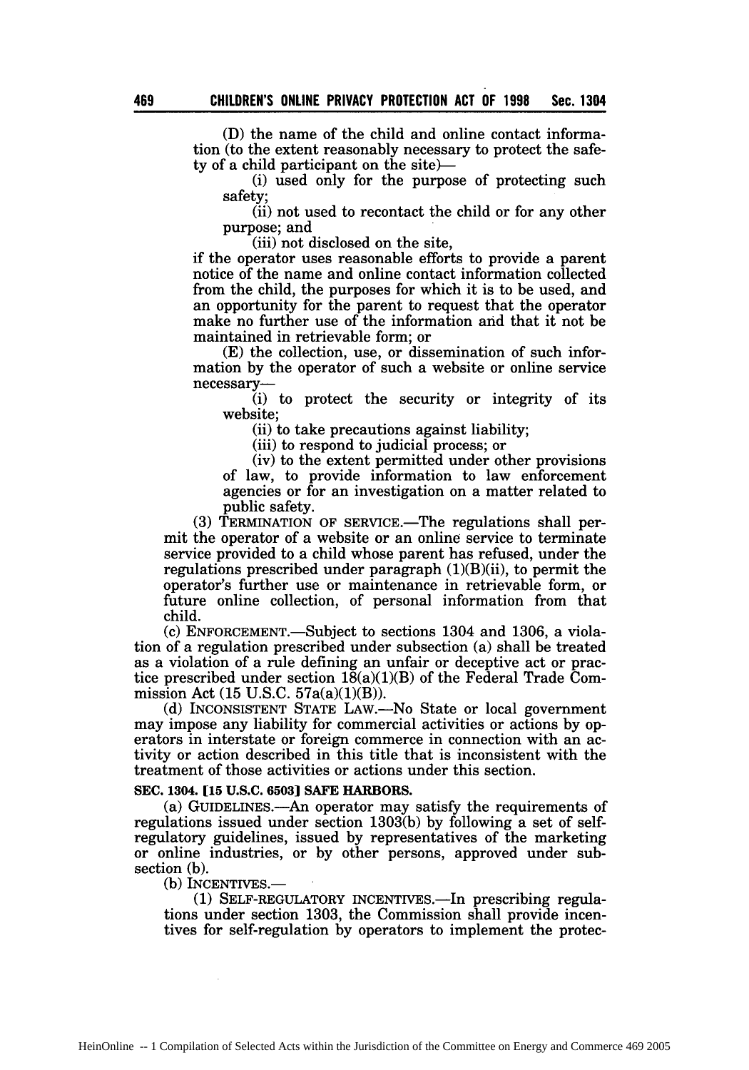(D) the name of the child and online contact information (to the extent reasonably necessary to protect the safety of a child participant on the site)—

(i) used only for the purpose of protecting such safety;

(ii) not used to recontact the child or for any other purpose; and

(iii) not disclosed on the site,

if the operator uses reasonable efforts to provide a parent notice of the name and online contact information collected from the child, the purposes for which it is to be used, and an opportunity for the parent to request that the operator make no further use of the information and that it not be maintained in retrievable form; or

(E) the collection, use, or dissemination of such information by the operator of such a website or online service necessary—

(i) to protect the security or integrity of its website;

(ii) to take precautions against liability;

(iii) to respond to judicial process; or

(iv) to the extent permitted under other provisions of law, to provide information to law enforcement agencies or for an investigation on a matter related to public safety.

(3) TERMINATION OF SERVICE.—The regulations shall permit the operator of a website or an online service to terminate service provided to a child whose parent has refused, under the regulations prescribed under paragraph (1)(B)(ii), to permit the operator's further use or maintenance in retrievable form, or future online collection, of personal information from that child.

(c) ENFORCEMENT.—Subject to sections 1304 and 1306, a violation of a regulation prescribed under subsection (a) shall be treated as a violation of a rule defining an unfair or deceptive act or practice prescribed under section 18(a)(1)(B) of the Federal Trade Commission Act (15 U.S.C. 57a(a)(1)(B)).

(d) INCONSISTENT STATE LAW.—No State or local government may impose any liability for commercial activities or actions by operators in interstate or foreign commerce in connection with an activity or action described in this title that is inconsistent with the treatment of those activities or actions under this section.

**SEC. 1304. [15 U.S.C. 6503] SAFE HARBORS.**

(a) GUIDELINES.—An operator may satisfy the requirements of regulations issued under section 1303(b) by following a set of self-regulatory guidelines, issued by representatives of the marketing or online industries, or by other persons, approved under subsection (b).

(b) INCENTIVES.—

(1) SELF-REGULATORY INCENTIVES.—In prescribing regulations under section 1303, the Commission shall provide incentives for self-regulation by operators to implement the protec-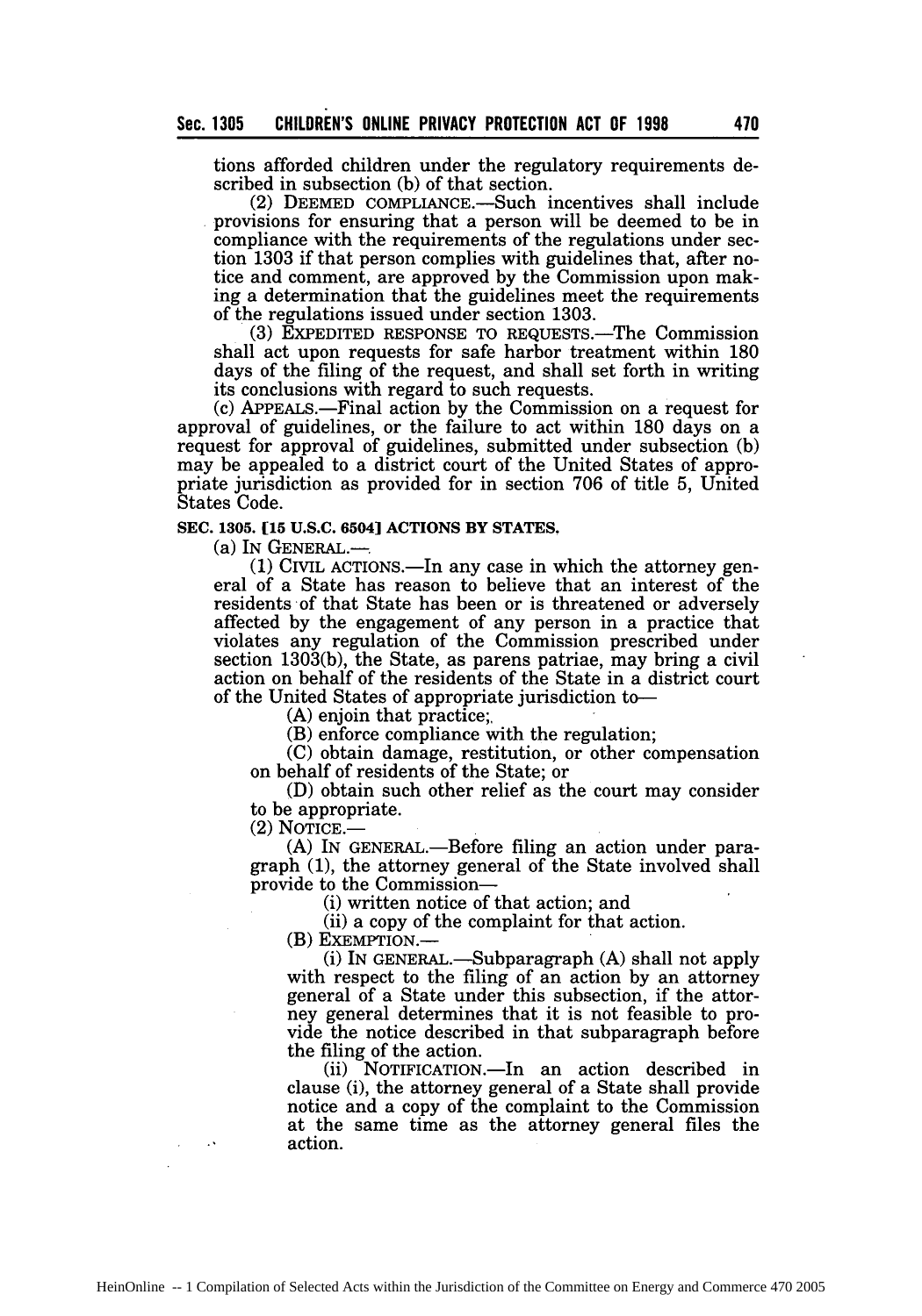tions afforded children under the regulatory requirements described in subsection (b) of that section.

(2) DEEMED COMPLIANCE.—Such incentives shall include provisions for ensuring that a person will be deemed to be in compliance with the requirements of the regulations under section 1303 if that person complies with guidelines that, after notice and comment, are approved by the Commission upon making a determination that the guidelines meet the requirements of the regulations issued under section 1303.

(3) EXPEDITED RESPONSE TO REQUESTS.—The Commission shall act upon requests for safe harbor treatment within 180 days of the filing of the request, and shall set forth in writing its conclusions with regard to such requests.

(c) APPEALS.—Final action by the Commission on a request for approval of guidelines, or the failure to act within 180 days on a request for approval of guidelines, submitted under subsection (b) may be appealed to a district court of the United States of appropriate jurisdiction as provided for in section 706 of title 5, United States Code.

**SEC. 1305. [15 U.S.C. 6504] ACTIONS BY STATES.**

(a) IN GENERAL.—

(1) CIVIL ACTIONS.—In any case in which the attorney general of a State has reason to believe that an interest of the residents of that State has been or is threatened or adversely affected by the engagement of any person in a practice that violates any regulation of the Commission prescribed under section 1303(b), the State, as parens patriae, may bring a civil action on behalf of the residents of the State in a district court of the United States of appropriate jurisdiction to—

(A) enjoin that practice;

(B) enforce compliance with the regulation;

(C) obtain damage, restitution, or other compensation on behalf of residents of the State; or

(D) obtain such other relief as the court may consider to be appropriate.

(2) NOTICE.—

(A) IN GENERAL.—Before filing an action under paragraph (1), the attorney general of the State involved shall provide to the Commission—

(i) written notice of that action; and

(ii) a copy of the complaint for that action.

(B) EXEMPTION.—

(i) IN GENERAL.—Subparagraph (A) shall not apply with respect to the filing of an action by an attorney general of a State under this subsection, if the attorney general determines that it is not feasible to provide the notice described in that subparagraph before the filing of the action.

(ii) NOTIFICATION.—In an action described in clause (i), the attorney general of a State shall provide notice and a copy of the complaint to the Commission at the same time as the attorney general files the action.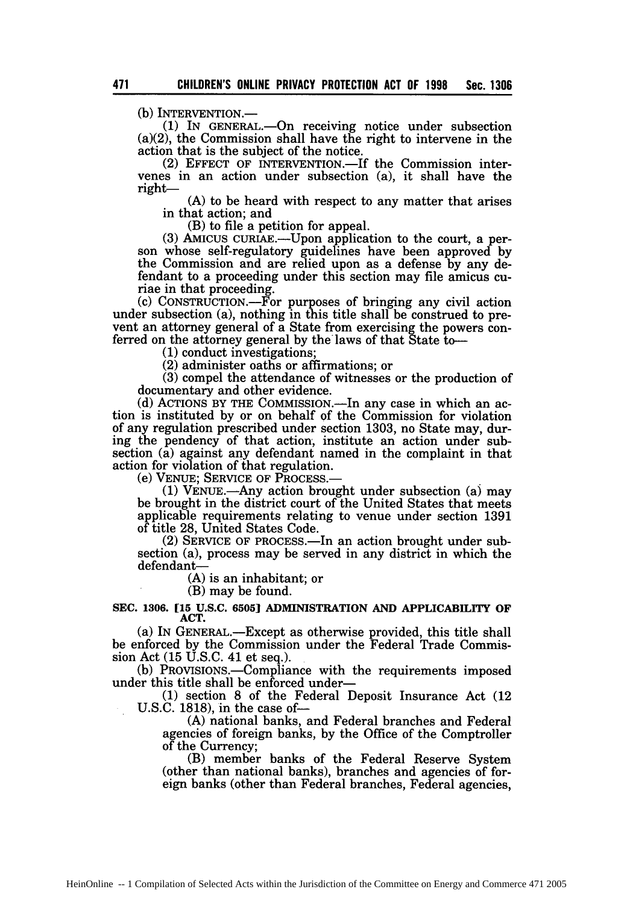(b) INTERVENTION.—

(1) IN GENERAL.—On receiving notice under subsection (a)(2), the Commission shall have the right to intervene in the action that is the subject of the notice.

(2) EFFECT OF INTERVENTION.—If the Commission intervenes in an action under subsection (a), it shall have the right—

(A) to be heard with respect to any matter that arises in that action; and

(B) to file a petition for appeal.

(3) AMICUS CURIAE.—Upon application to the court, a person whose self-regulatory guidelines have been approved by the Commission and are relied upon as a defense by any defendant to a proceeding under this section may file amicus curiae in that proceeding.

(c) CONSTRUCTION.—For purposes of bringing any civil action under subsection (a), nothing in this title shall be construed to prevent an attorney general of a State from exercising the powers conferred on the attorney general by the laws of that State to—

(1) conduct investigations;

(2) administer oaths or affirmations; or

(3) compel the attendance of witnesses or the production of documentary and other evidence.

(d) ACTIONS BY THE COMMISSION.—In any case in which an action is instituted by or on behalf of the Commission for violation of any regulation prescribed under section 1303, no State may, during the pendency of that action, institute an action under subsection (a) against any defendant named in the complaint in that action for violation of that regulation.

(e) VENUE; SERVICE OF PROCESS.—

(1) VENUE.—Any action brought under subsection (a) may be brought in the district court of the United States that meets applicable requirements relating to venue under section 1391 of title 28, United States Code.

(2) SERVICE OF PROCESS.—In an action brought under subsection (a), process may be served in any district in which the defendant—

(A) is an inhabitant; or

(B) may be found.

## SEC. 1306. [15 U.S.C. 6505] ADMINISTRATION AND APPLICABILITY OF ACT.

(a) IN GENERAL.—Except as otherwise provided, this title shall be enforced by the Commission under the Federal Trade Commission Act (15 U.S.C. 41 et seq.).

(b) PROVISIONS.—Compliance with the requirements imposed under this title shall be enforced under—

(1) section 8 of the Federal Deposit Insurance Act (12 U.S.C. 1818), in the case of—

(A) national banks, and Federal branches and Federal agencies of foreign banks, by the Office of the Comptroller of the Currency;

(B) member banks of the Federal Reserve System (other than national banks), branches and agencies of foreign banks (other than Federal branches, Federal agencies,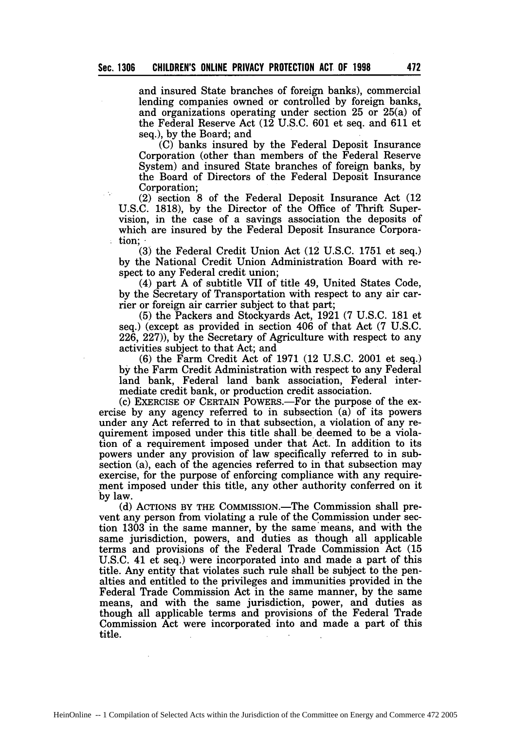and insured State branches of foreign banks), commercial lending companies owned or controlled by foreign banks, and organizations operating under section 25 or 25(a) of the Federal Reserve Act (12 U.S.C. 601 et seq. and 611 et seq.), by the Board; and

(C) banks insured by the Federal Deposit Insurance Corporation (other than members of the Federal Reserve System) and insured State branches of foreign banks, by the Board of Directors of the Federal Deposit Insurance Corporation;

(2) section 8 of the Federal Deposit Insurance Act (12 U.S.C. 1818), by the Director of the Office of Thrift Supervision, in the case of a savings association the deposits of which are insured by the Federal Deposit Insurance Corporation;

(3) the Federal Credit Union Act (12 U.S.C. 1751 et seq.) by the National Credit Union Administration Board with respect to any Federal credit union;

(4) part A of subtitle VII of title 49, United States Code, by the Secretary of Transportation with respect to any air carrier or foreign air carrier subject to that part;

(5) the Packers and Stockyards Act, 1921 (7 U.S.C. 181 et seq.) (except as provided in section 406 of that Act (7 U.S.C. 226, 227)), by the Secretary of Agriculture with respect to any activities subject to that Act; and

(6) the Farm Credit Act of 1971 (12 U.S.C. 2001 et seq.) by the Farm Credit Administration with respect to any Federal land bank, Federal land bank association, Federal intermediate credit bank, or production credit association.

(c) EXERCISE OF CERTAIN POWERS.—For the purpose of the exercise by any agency referred to in subsection (a) of its powers under any Act referred to in that subsection, a violation of any requirement imposed under this title shall be deemed to be a violation of a requirement imposed under that Act. In addition to its powers under any provision of law specifically referred to in subsection (a), each of the agencies referred to in that subsection may exercise, for the purpose of enforcing compliance with any requirement imposed under this title, any other authority conferred on it by law.

(d) ACTIONS BY THE COMMISSION.—The Commission shall prevent any person from violating a rule of the Commission under section 1303 in the same manner, by the same means, and with the same jurisdiction, powers, and duties as though all applicable terms and provisions of the Federal Trade Commission Act (15 U.S.C. 41 et seq.) were incorporated into and made a part of this title. Any entity that violates such rule shall be subject to the penalties and entitled to the privileges and immunities provided in the Federal Trade Commission Act in the same manner, by the same means, and with the same jurisdiction, power, and duties as though all applicable terms and provisions of the Federal Trade Commission Act were incorporated into and made a part of this title.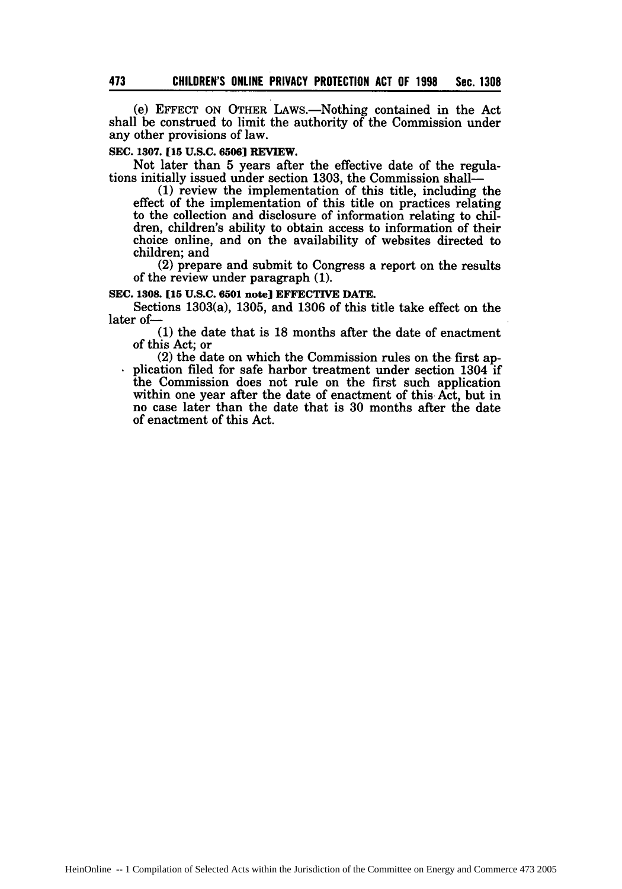(e) EFFECT ON OTHER LAWS.—Nothing contained in the Act shall be construed to limit the authority of the Commission under any other provisions of law.

**SEC. 1307. [15 U.S.C. 6506] REVIEW.**

Not later than 5 years after the effective date of the regulations initially issued under section 1303, the Commission shall—

(1) review the implementation of this title, including the effect of the implementation of this title on practices relating to the collection and disclosure of information relating to children, children's ability to obtain access to information of their choice online, and on the availability of websites directed to children; and

(2) prepare and submit to Congress a report on the results of the review under paragraph (1).

**SEC. 1308. [15 U.S.C. 6501 note] EFFECTIVE DATE.**

Sections 1303(a), 1305, and 1306 of this title take effect on the later of—

(1) the date that is 18 months after the date of enactment of this Act; or

(2) the date on which the Commission rules on the first application filed for safe harbor treatment under section 1304 if the Commission does not rule on the first such application within one year after the date of enactment of this Act, but in no case later than the date that is 30 months after the date of enactment of this Act.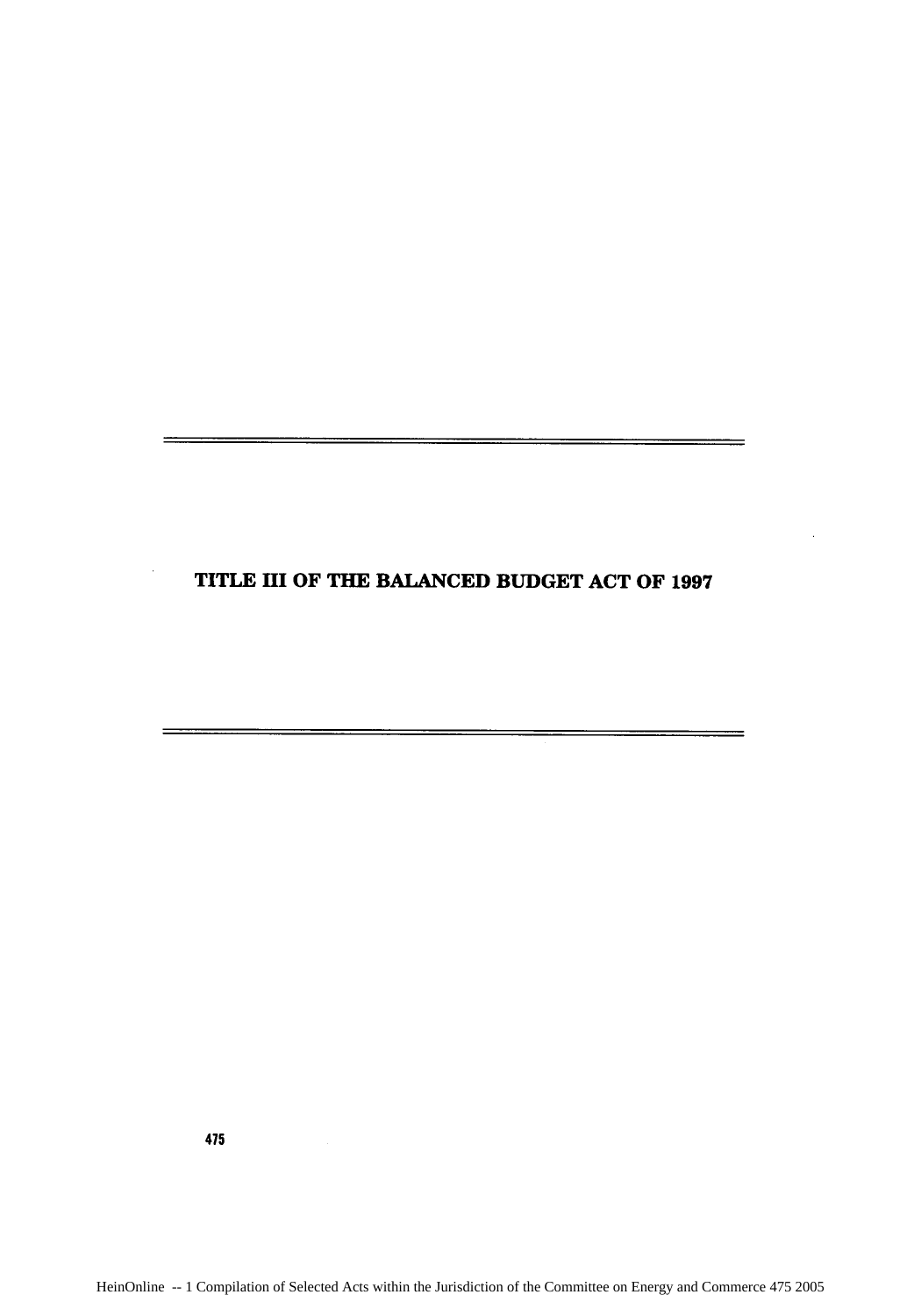# TITLE III OF THE BALANCED BUDGET ACT OF 1997